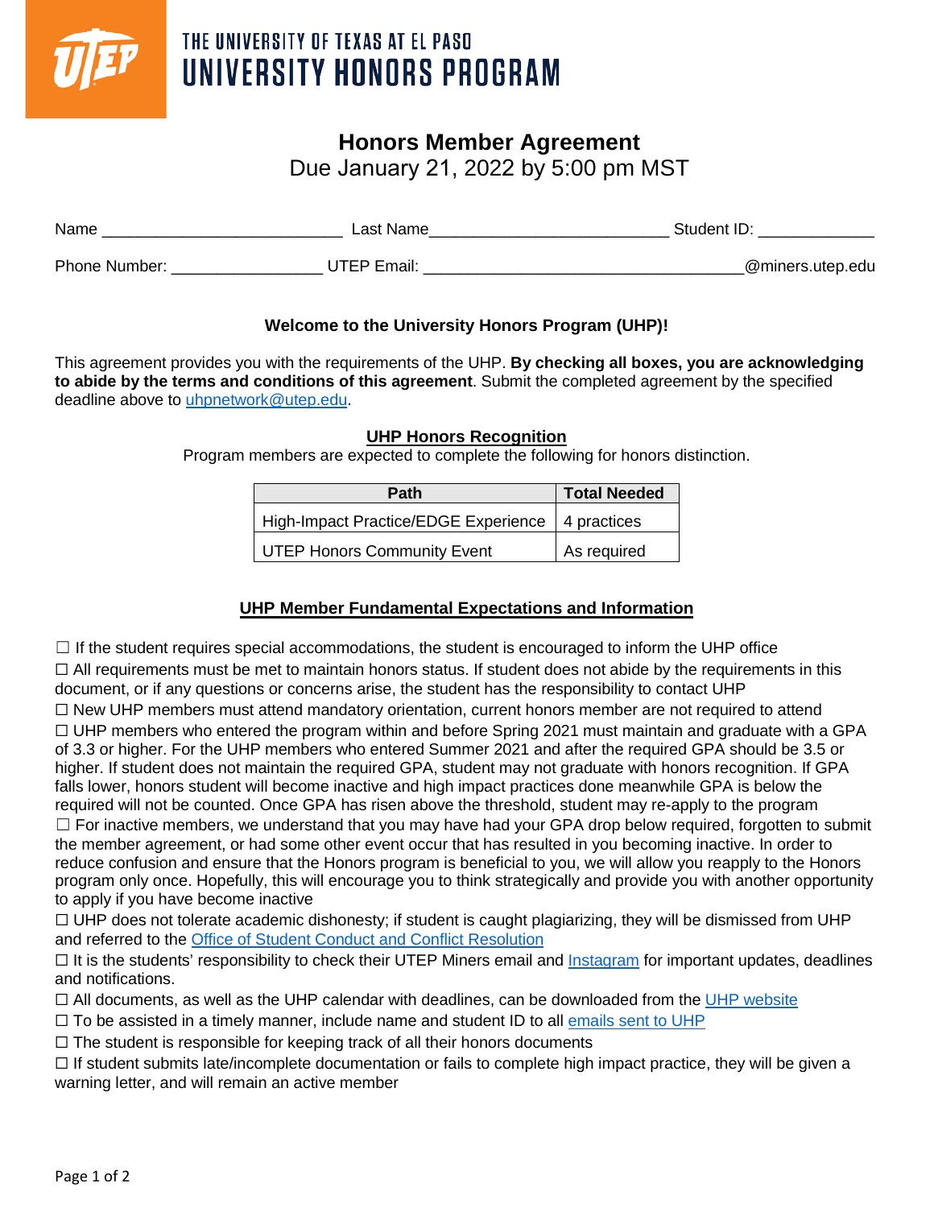THE UNIVERSITY OF TEXAS AT EL PASO
UNIVERSITY HONORS PROGRAM

# Honors Member Agreement

Due January 21, 2022 by 5:00 pm MST

Name ___________________________ Last Name___________________________ Student ID: _____________

Phone Number: _________________ UTEP Email: ____________________________________@miners.utep.edu

**Welcome to the University Honors Program (UHP)!**

This agreement provides you with the requirements of the UHP. **By checking all boxes, you are acknowledging to abide by the terms and conditions of this agreement**. Submit the completed agreement by the specified deadline above to uhpnetwork@utep.edu.

## UHP Honors Recognition

Program members are expected to complete the following for honors distinction.

| Path | Total Needed |
|---|---|
| High-Impact Practice/EDGE Experience | 4 practices |
| UTEP Honors Community Event | As required |

## UHP Member Fundamental Expectations and Information

☐ If the student requires special accommodations, the student is encouraged to inform the UHP office

☐ All requirements must be met to maintain honors status. If student does not abide by the requirements in this document, or if any questions or concerns arise, the student has the responsibility to contact UHP

☐ New UHP members must attend mandatory orientation, current honors member are not required to attend

☐ UHP members who entered the program within and before Spring 2021 must maintain and graduate with a GPA of 3.3 or higher. For the UHP members who entered Summer 2021 and after the required GPA should be 3.5 or higher. If student does not maintain the required GPA, student may not graduate with honors recognition. If GPA falls lower, honors student will become inactive and high impact practices done meanwhile GPA is below the required will not be counted. Once GPA has risen above the threshold, student may re-apply to the program

☐ For inactive members, we understand that you may have had your GPA drop below required, forgotten to submit the member agreement, or had some other event occur that has resulted in you becoming inactive. In order to reduce confusion and ensure that the Honors program is beneficial to you, we will allow you reapply to the Honors program only once. Hopefully, this will encourage you to think strategically and provide you with another opportunity to apply if you have become inactive

☐ UHP does not tolerate academic dishonesty; if student is caught plagiarizing, they will be dismissed from UHP and referred to the Office of Student Conduct and Conflict Resolution

☐ It is the students' responsibility to check their UTEP Miners email and Instagram for important updates, deadlines and notifications.

☐ All documents, as well as the UHP calendar with deadlines, can be downloaded from the UHP website

☐ To be assisted in a timely manner, include name and student ID to all emails sent to UHP

☐ The student is responsible for keeping track of all their honors documents

☐ If student submits late/incomplete documentation or fails to complete high impact practice, they will be given a warning letter, and will remain an active member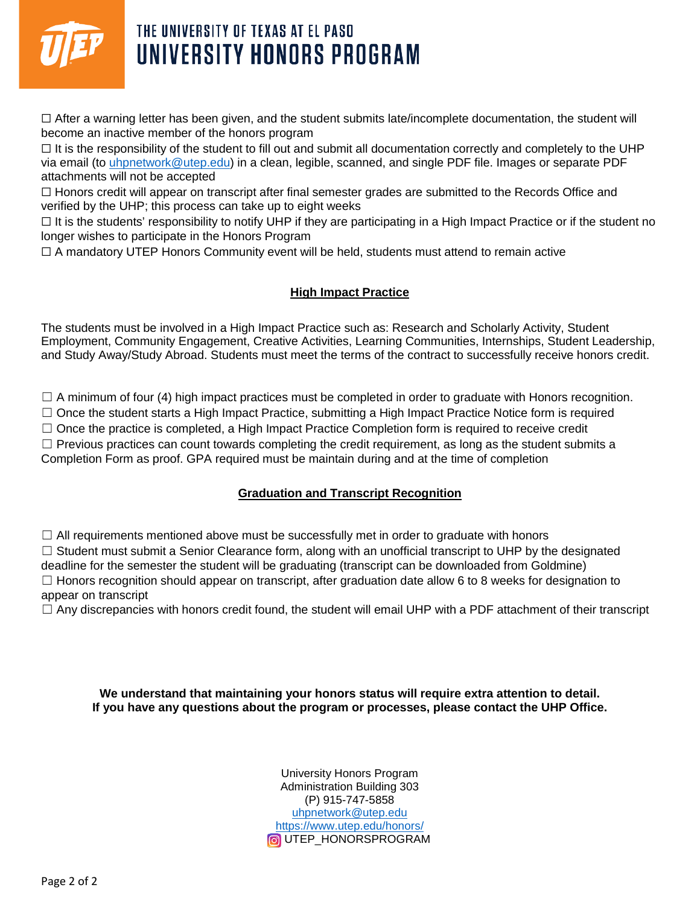# THE UNIVERSITY OF TEXAS AT EL PASO
# UNIVERSITY HONORS PROGRAM

☐ After a warning letter has been given, and the student submits late/incomplete documentation, the student will become an inactive member of the honors program

☐ It is the responsibility of the student to fill out and submit all documentation correctly and completely to the UHP via email (to uhpnetwork@utep.edu) in a clean, legible, scanned, and single PDF file. Images or separate PDF attachments will not be accepted

☐ Honors credit will appear on transcript after final semester grades are submitted to the Records Office and verified by the UHP; this process can take up to eight weeks

☐ It is the students' responsibility to notify UHP if they are participating in a High Impact Practice or if the student no longer wishes to participate in the Honors Program

☐ A mandatory UTEP Honors Community event will be held, students must attend to remain active

## High Impact Practice

The students must be involved in a High Impact Practice such as: Research and Scholarly Activity, Student Employment, Community Engagement, Creative Activities, Learning Communities, Internships, Student Leadership, and Study Away/Study Abroad. Students must meet the terms of the contract to successfully receive honors credit.

☐ A minimum of four (4) high impact practices must be completed in order to graduate with Honors recognition.

☐ Once the student starts a High Impact Practice, submitting a High Impact Practice Notice form is required

☐ Once the practice is completed, a High Impact Practice Completion form is required to receive credit

☐ Previous practices can count towards completing the credit requirement, as long as the student submits a Completion Form as proof. GPA required must be maintain during and at the time of completion

## Graduation and Transcript Recognition

☐ All requirements mentioned above must be successfully met in order to graduate with honors

☐ Student must submit a Senior Clearance form, along with an unofficial transcript to UHP by the designated deadline for the semester the student will be graduating (transcript can be downloaded from Goldmine)

☐ Honors recognition should appear on transcript, after graduation date allow 6 to 8 weeks for designation to appear on transcript

☐ Any discrepancies with honors credit found, the student will email UHP with a PDF attachment of their transcript

**We understand that maintaining your honors status will require extra attention to detail.**
**If you have any questions about the program or processes, please contact the UHP Office.**

University Honors Program
Administration Building 303
(P) 915-747-5858
uhpnetwork@utep.edu
https://www.utep.edu/honors/
UTEP_HONORSPROGRAM